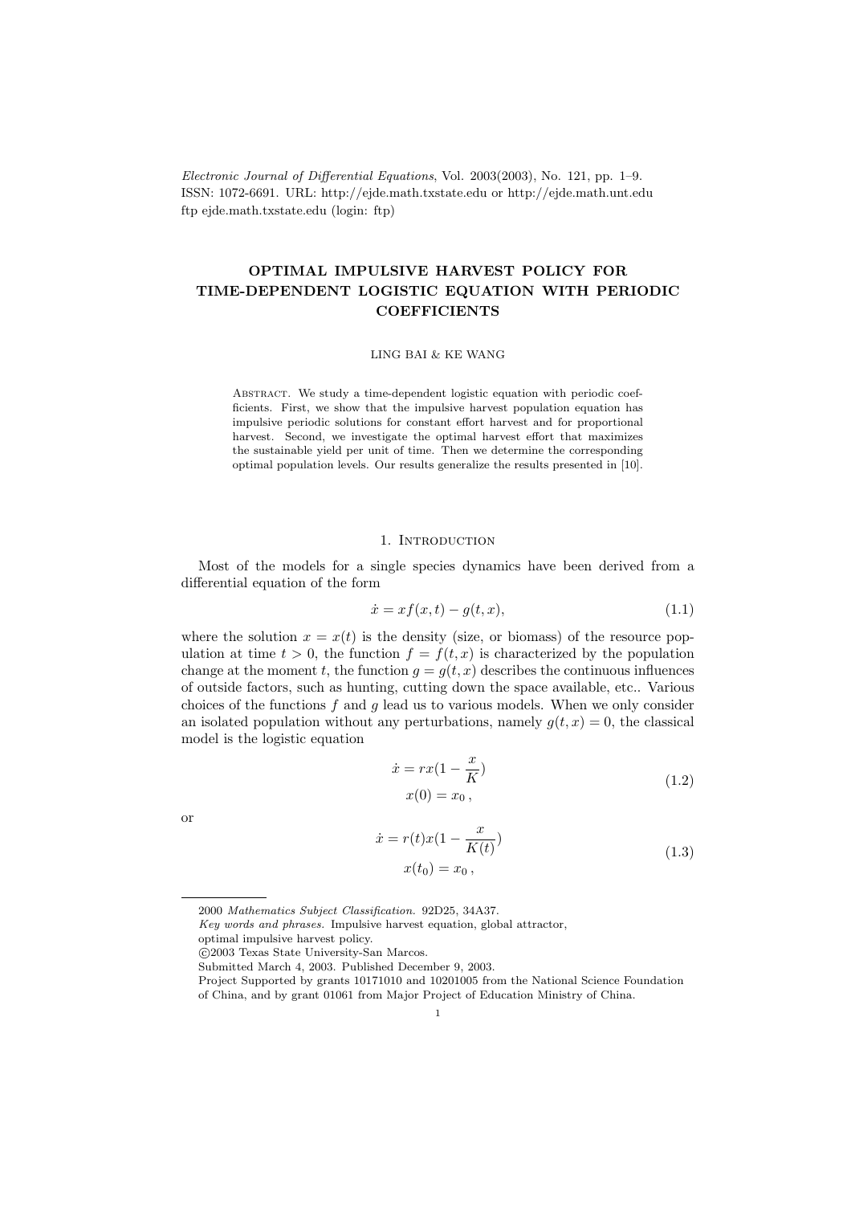*Electronic Journal of Differential Equations*, Vol. 2003(2003), No. 121, pp. 1–9.
ISSN: 1072-6691. URL: http://ejde.math.txstate.edu or http://ejde.math.unt.edu
ftp ejde.math.txstate.edu (login: ftp)

# OPTIMAL IMPULSIVE HARVEST POLICY FOR TIME-DEPENDENT LOGISTIC EQUATION WITH PERIODIC COEFFICIENTS

LING BAI & KE WANG

Abstract. We study a time-dependent logistic equation with periodic coefficients. First, we show that the impulsive harvest population equation has impulsive periodic solutions for constant effort harvest and for proportional harvest. Second, we investigate the optimal harvest effort that maximizes the sustainable yield per unit of time. Then we determine the corresponding optimal population levels. Our results generalize the results presented in [10].

## 1. Introduction

Most of the models for a single species dynamics have been derived from a differential equation of the form

$$\dot{x} = xf(x,t) - g(t,x), \tag{1.1}$$

where the solution $x = x(t)$ is the density (size, or biomass) of the resource population at time $t > 0$, the function $f = f(t,x)$ is characterized by the population change at the moment $t$, the function $g = g(t,x)$ describes the continuous influences of outside factors, such as hunting, cutting down the space available, etc.. Various choices of the functions $f$ and $g$ lead us to various models. When we only consider an isolated population without any perturbations, namely $g(t,x) = 0$, the classical model is the logistic equation

$$\begin{gathered}\dot{x} = rx(1 - \frac{x}{K}) \\ x(0) = x_0\,,\end{gathered} \tag{1.2}$$

or

$$\begin{gathered}\dot{x} = r(t)x(1 - \frac{x}{K(t)}) \\ x(t_0) = x_0\,,\end{gathered} \tag{1.3}$$

---

2000 *Mathematics Subject Classification.* 92D25, 34A37.

*Key words and phrases.* Impulsive harvest equation, global attractor, optimal impulsive harvest policy.

©2003 Texas State University-San Marcos.

Submitted March 4, 2003. Published December 9, 2003.

Project Supported by grants 10171010 and 10201005 from the National Science Foundation of China, and by grant 01061 from Major Project of Education Ministry of China.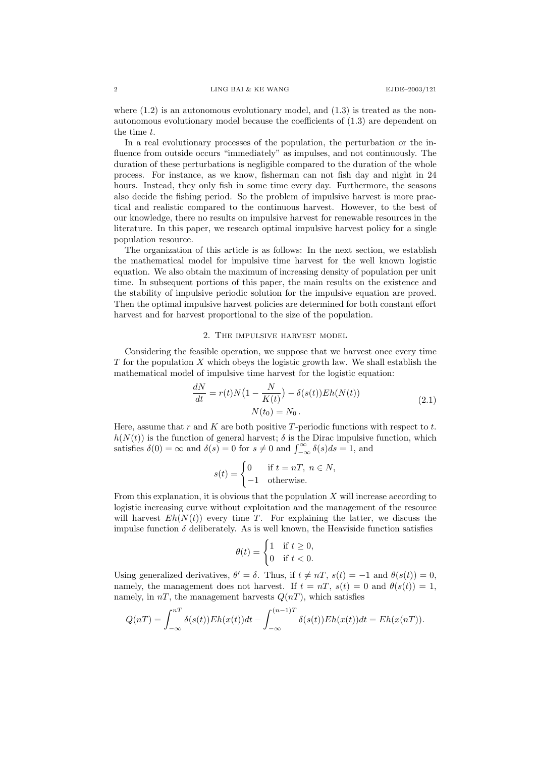where (1.2) is an autonomous evolutionary model, and (1.3) is treated as the non-autonomous evolutionary model because the coefficients of (1.3) are dependent on the time $t$.

In a real evolutionary processes of the population, the perturbation or the influence from outside occurs "immediately" as impulses, and not continuously. The duration of these perturbations is negligible compared to the duration of the whole process. For instance, as we know, fisherman can not fish day and night in 24 hours. Instead, they only fish in some time every day. Furthermore, the seasons also decide the fishing period. So the problem of impulsive harvest is more practical and realistic compared to the continuous harvest. However, to the best of our knowledge, there no results on impulsive harvest for renewable resources in the literature. In this paper, we research optimal impulsive harvest policy for a single population resource.

The organization of this article is as follows: In the next section, we establish the mathematical model for impulsive time harvest for the well known logistic equation. We also obtain the maximum of increasing density of population per unit time. In subsequent portions of this paper, the main results on the existence and the stability of impulsive periodic solution for the impulsive equation are proved. Then the optimal impulsive harvest policies are determined for both constant effort harvest and for harvest proportional to the size of the population.

## 2. The impulsive harvest model

Considering the feasible operation, we suppose that we harvest once every time $T$ for the population $X$ which obeys the logistic growth law. We shall establish the mathematical model of impulsive time harvest for the logistic equation:

$$\begin{gathered}\frac{dN}{dt} = r(t)N\big(1 - \frac{N}{K(t)}\big) - \delta(s(t))Eh(N(t)) \\ N(t_0) = N_0 \,. \end{gathered} \tag{2.1}$$

Here, assume that $r$ and $K$ are both positive $T$-periodic functions with respect to $t$. $h(N(t))$ is the function of general harvest; $\delta$ is the Dirac impulsive function, which satisfies $\delta(0) = \infty$ and $\delta(s) = 0$ for $s \neq 0$ and $\int_{-\infty}^{\infty} \delta(s)ds = 1$, and

$$s(t) = \begin{cases} 0 & \text{if } t = nT,\ n \in N, \\ -1 & \text{otherwise.} \end{cases}$$

From this explanation, it is obvious that the population $X$ will increase according to logistic increasing curve without exploitation and the management of the resource will harvest $Eh(N(t))$ every time $T$. For explaining the latter, we discuss the impulse function $\delta$ deliberately. As is well known, the Heaviside function satisfies

$$\theta(t) = \begin{cases} 1 & \text{if } t \geq 0, \\ 0 & \text{if } t < 0. \end{cases}$$

Using generalized derivatives, $\theta' = \delta$. Thus, if $t \neq nT$, $s(t) = -1$ and $\theta(s(t)) = 0$, namely, the management does not harvest. If $t = nT$, $s(t) = 0$ and $\theta(s(t)) = 1$, namely, in $nT$, the management harvests $Q(nT)$, which satisfies

$$Q(nT) = \int_{-\infty}^{nT} \delta(s(t))Eh(x(t))dt - \int_{-\infty}^{(n-1)T} \delta(s(t))Eh(x(t))dt = Eh(x(nT)).$$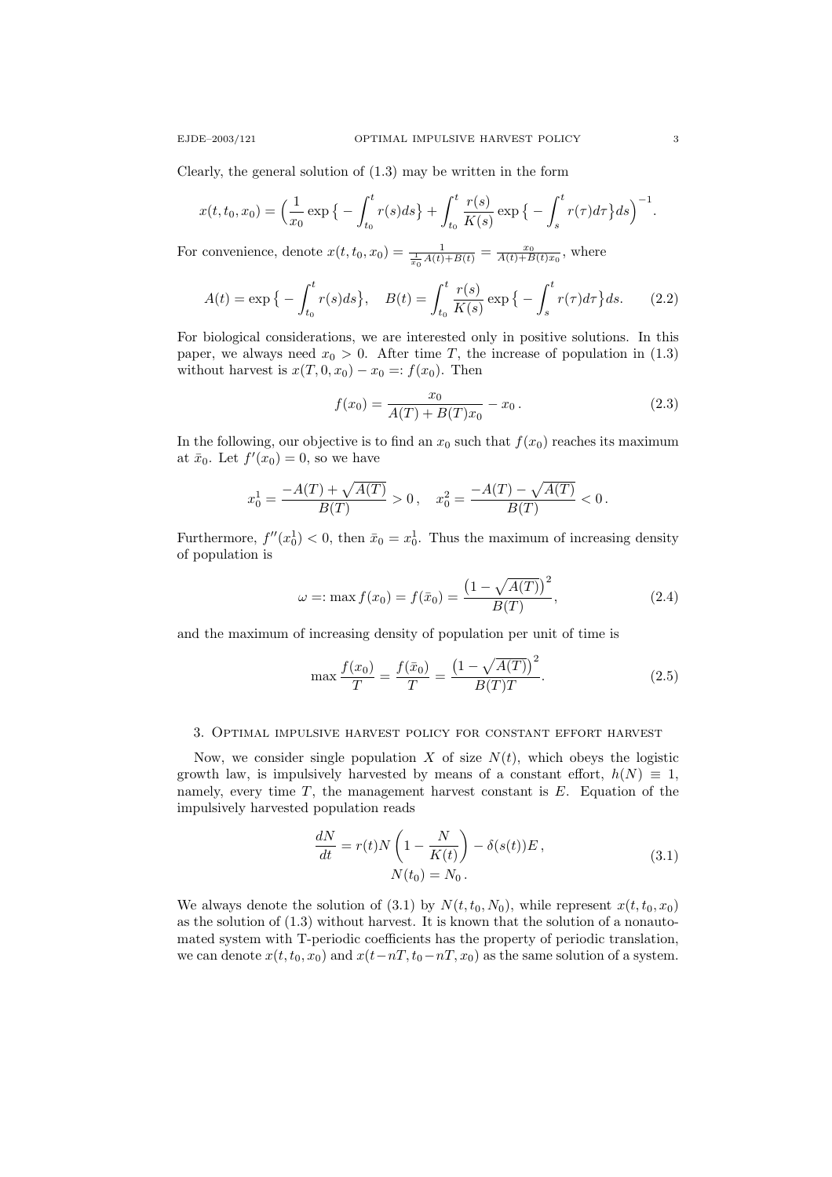Clearly, the general solution of (1.3) may be written in the form

$$x(t, t_0, x_0) = \Big( \frac{1}{x_0} \exp\big\{ -\int_{t_0}^{t} r(s) ds \big\} + \int_{t_0}^{t} \frac{r(s)}{K(s)} \exp\big\{ -\int_{s}^{t} r(\tau) d\tau \big\} ds \Big)^{-1}.$$

For convenience, denote $x(t, t_0, x_0) = \frac{1}{\frac{1}{x_0} A(t) + B(t)} = \frac{x_0}{A(t) + B(t) x_0}$, where

$$A(t) = \exp\big\{ -\int_{t_0}^{t} r(s) ds \big\}, \quad B(t) = \int_{t_0}^{t} \frac{r(s)}{K(s)} \exp\big\{ -\int_{s}^{t} r(\tau) d\tau \big\} ds. \tag{2.2}$$

For biological considerations, we are interested only in positive solutions. In this paper, we always need $x_0 > 0$. After time $T$, the increase of population in (1.3) without harvest is $x(T, 0, x_0) - x_0 =: f(x_0)$. Then

$$f(x_0) = \frac{x_0}{A(T) + B(T) x_0} - x_0 \,. \tag{2.3}$$

In the following, our objective is to find an $x_0$ such that $f(x_0)$ reaches its maximum at $\bar{x}_0$. Let $f'(x_0) = 0$, so we have

$$x_0^1 = \frac{-A(T) + \sqrt{A(T)}}{B(T)} > 0 \,, \quad x_0^2 = \frac{-A(T) - \sqrt{A(T)}}{B(T)} < 0 \,.$$

Furthermore, $f''(x_0^1) < 0$, then $\bar{x}_0 = x_0^1$. Thus the maximum of increasing density of population is

$$\omega =: \max f(x_0) = f(\bar{x}_0) = \frac{\big(1 - \sqrt{A(T)}\big)^2}{B(T)}, \tag{2.4}$$

and the maximum of increasing density of population per unit of time is

$$\max \frac{f(x_0)}{T} = \frac{f(\bar{x}_0)}{T} = \frac{\big(1 - \sqrt{A(T)}\big)^2}{B(T) T}. \tag{2.5}$$

## 3. Optimal impulsive harvest policy for constant effort harvest

Now, we consider single population $X$ of size $N(t)$, which obeys the logistic growth law, is impulsively harvested by means of a constant effort, $h(N) \equiv 1$, namely, every time $T$, the management harvest constant is $E$. Equation of the impulsively harvested population reads

$$\begin{gathered} \frac{dN}{dt} = r(t) N \left( 1 - \frac{N}{K(t)} \right) - \delta(s(t)) E \,, \\ N(t_0) = N_0 \,. \end{gathered} \tag{3.1}$$

We always denote the solution of (3.1) by $N(t, t_0, N_0)$, while represent $x(t, t_0, x_0)$ as the solution of (1.3) without harvest. It is known that the solution of a nonautomated system with T-periodic coefficients has the property of periodic translation, we can denote $x(t, t_0, x_0)$ and $x(t - nT, t_0 - nT, x_0)$ as the same solution of a system.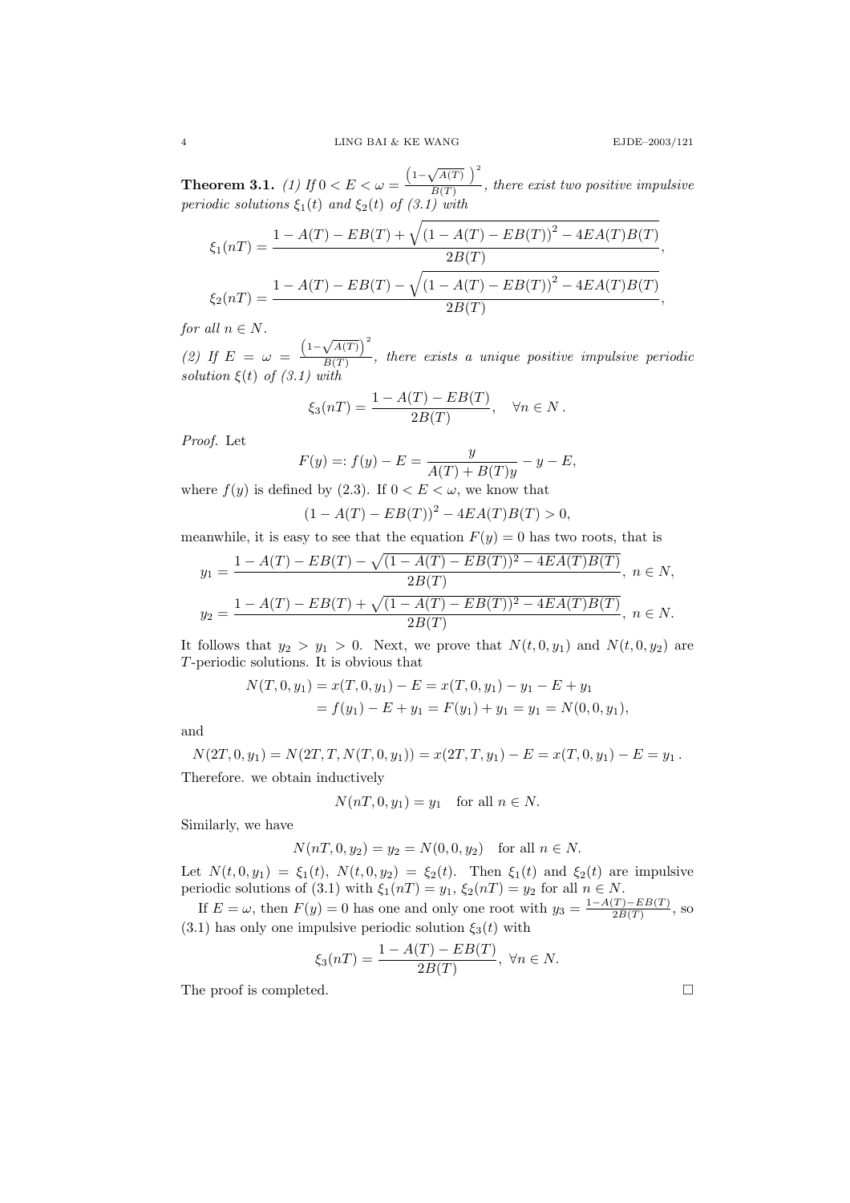**Theorem 3.1.** *(1) If* $0 < E < \omega = \frac{\left(1-\sqrt{A(T)}\ \right)^2}{B(T)}$*, there exist two positive impulsive periodic solutions* $\xi_1(t)$ *and* $\xi_2(t)$ *of (3.1) with*

$$\xi_1(nT) = \frac{1 - A(T) - EB(T) + \sqrt{\left(1 - A(T) - EB(T)\right)^2 - 4EA(T)B(T)}}{2B(T)},$$

$$\xi_2(nT) = \frac{1 - A(T) - EB(T) - \sqrt{\left(1 - A(T) - EB(T)\right)^2 - 4EA(T)B(T)}}{2B(T)},$$

*for all* $n \in N$.

*(2) If* $E = \omega = \frac{\left(1-\sqrt{A(T)}\right)^2}{B(T)}$*, there exists a unique positive impulsive periodic solution* $\xi(t)$ *of (3.1) with*

$$\xi_3(nT) = \frac{1 - A(T) - EB(T)}{2B(T)}, \quad \forall n \in N\,.$$

*Proof.* Let

$$F(y) =: f(y) - E = \frac{y}{A(T) + B(T)y} - y - E,$$

where $f(y)$ is defined by (2.3). If $0 < E < \omega$, we know that

$$(1 - A(T) - EB(T))^2 - 4EA(T)B(T) > 0,$$

meanwhile, it is easy to see that the equation $F(y) = 0$ has two roots, that is

$$y_1 = \frac{1 - A(T) - EB(T) - \sqrt{(1 - A(T) - EB(T))^2 - 4EA(T)B(T)}}{2B(T)},\ n \in N,$$

$$y_2 = \frac{1 - A(T) - EB(T) + \sqrt{(1 - A(T) - EB(T))^2 - 4EA(T)B(T)}}{2B(T)},\ n \in N.$$

It follows that $y_2 > y_1 > 0$. Next, we prove that $N(t, 0, y_1)$ and $N(t, 0, y_2)$ are $T$-periodic solutions. It is obvious that

$$\begin{aligned}N(T, 0, y_1) &= x(T, 0, y_1) - E = x(T, 0, y_1) - y_1 - E + y_1 \\ &= f(y_1) - E + y_1 = F(y_1) + y_1 = y_1 = N(0, 0, y_1),\end{aligned}$$

and

$$N(2T, 0, y_1) = N(2T, T, N(T, 0, y_1)) = x(2T, T, y_1) - E = x(T, 0, y_1) - E = y_1\,.$$

Therefore. we obtain inductively

$$N(nT, 0, y_1) = y_1 \quad \text{for all } n \in N.$$

Similarly, we have

$$N(nT, 0, y_2) = y_2 = N(0, 0, y_2) \quad \text{for all } n \in N.$$

Let $N(t, 0, y_1) = \xi_1(t)$, $N(t, 0, y_2) = \xi_2(t)$. Then $\xi_1(t)$ and $\xi_2(t)$ are impulsive periodic solutions of (3.1) with $\xi_1(nT) = y_1$, $\xi_2(nT) = y_2$ for all $n \in N$.

If $E = \omega$, then $F(y) = 0$ has one and only one root with $y_3 = \frac{1-A(T)-EB(T)}{2B(T)}$, so (3.1) has only one impulsive periodic solution $\xi_3(t)$ with

$$\xi_3(nT) = \frac{1 - A(T) - EB(T)}{2B(T)},\ \forall n \in N.$$

The proof is completed. □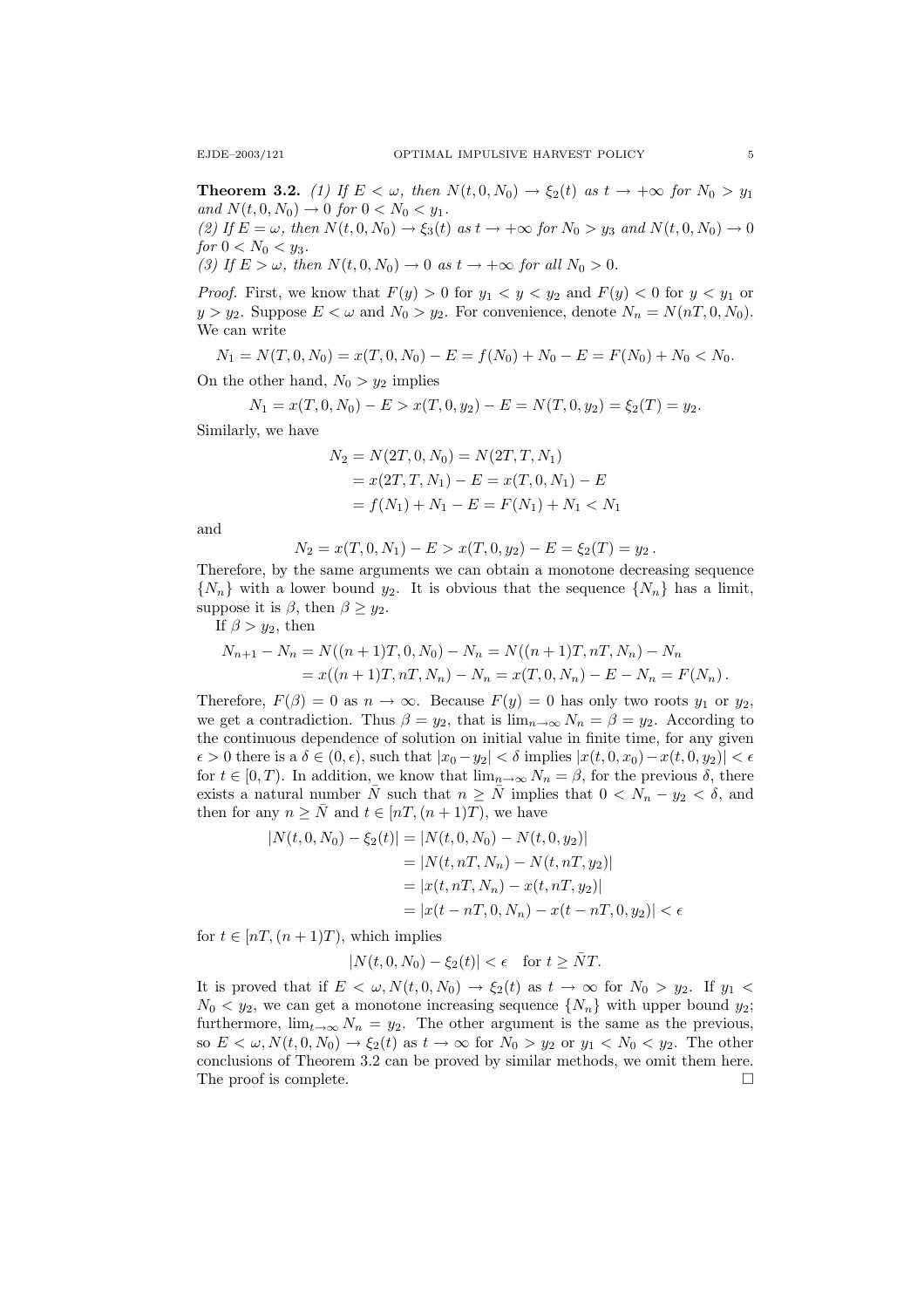**Theorem 3.2.** *(1) If $E < \omega$, then $N(t, 0, N_0) \to \xi_2(t)$ as $t \to +\infty$ for $N_0 > y_1$ and $N(t, 0, N_0) \to 0$ for $0 < N_0 < y_1$.*
*(2) If $E = \omega$, then $N(t, 0, N_0) \to \xi_3(t)$ as $t \to +\infty$ for $N_0 > y_3$ and $N(t, 0, N_0) \to 0$ for $0 < N_0 < y_3$.*
*(3) If $E > \omega$, then $N(t, 0, N_0) \to 0$ as $t \to +\infty$ for all $N_0 > 0$.*

*Proof.* First, we know that $F(y) > 0$ for $y_1 < y < y_2$ and $F(y) < 0$ for $y < y_1$ or $y > y_2$. Suppose $E < \omega$ and $N_0 > y_2$. For convenience, denote $N_n = N(nT, 0, N_0)$. We can write

$$N_1 = N(T, 0, N_0) = x(T, 0, N_0) - E = f(N_0) + N_0 - E = F(N_0) + N_0 < N_0.$$

On the other hand, $N_0 > y_2$ implies

$$N_1 = x(T, 0, N_0) - E > x(T, 0, y_2) - E = N(T, 0, y_2) = \xi_2(T) = y_2.$$

Similarly, we have

$$\begin{aligned}
N_2 = N(2T, 0, N_0) &= N(2T, T, N_1) \\
&= x(2T, T, N_1) - E = x(T, 0, N_1) - E \\
&= f(N_1) + N_1 - E = F(N_1) + N_1 < N_1
\end{aligned}$$

and

$$N_2 = x(T, 0, N_1) - E > x(T, 0, y_2) - E = \xi_2(T) = y_2 \,.$$

Therefore, by the same arguments we can obtain a monotone decreasing sequence $\{N_n\}$ with a lower bound $y_2$. It is obvious that the sequence $\{N_n\}$ has a limit, suppose it is $\beta$, then $\beta \geq y_2$.

If $\beta > y_2$, then

$$\begin{aligned}
N_{n+1} - N_n &= N((n+1)T, 0, N_0) - N_n = N((n+1)T, nT, N_n) - N_n \\
&= x((n+1)T, nT, N_n) - N_n = x(T, 0, N_n) - E - N_n = F(N_n) \,.
\end{aligned}$$

Therefore, $F(\beta) = 0$ as $n \to \infty$. Because $F(y) = 0$ has only two roots $y_1$ or $y_2$, we get a contradiction. Thus $\beta = y_2$, that is $\lim_{n\to\infty} N_n = \beta = y_2$. According to the continuous dependence of solution on initial value in finite time, for any given $\epsilon > 0$ there is a $\delta \in (0, \epsilon)$, such that $|x_0 - y_2| < \delta$ implies $|x(t, 0, x_0) - x(t, 0, y_2)| < \epsilon$ for $t \in [0, T)$. In addition, we know that $\lim_{n\to\infty} N_n = \beta$, for the previous $\delta$, there exists a natural number $\bar{N}$ such that $n \geq \bar{N}$ implies that $0 < N_n - y_2 < \delta$, and then for any $n \geq \bar{N}$ and $t \in [nT, (n+1)T)$, we have

$$\begin{aligned}
|N(t, 0, N_0) - \xi_2(t)| &= |N(t, 0, N_0) - N(t, 0, y_2)| \\
&= |N(t, nT, N_n) - N(t, nT, y_2)| \\
&= |x(t, nT, N_n) - x(t, nT, y_2)| \\
&= |x(t - nT, 0, N_n) - x(t - nT, 0, y_2)| < \epsilon
\end{aligned}$$

for $t \in [nT, (n+1)T)$, which implies

$$|N(t, 0, N_0) - \xi_2(t)| < \epsilon \quad \text{for } t \geq \bar{N}T.$$

It is proved that if $E < \omega, N(t, 0, N_0) \to \xi_2(t)$ as $t \to \infty$ for $N_0 > y_2$. If $y_1 < N_0 < y_2$, we can get a monotone increasing sequence $\{N_n\}$ with upper bound $y_2$; furthermore, $\lim_{t\to\infty} N_n = y_2$. The other argument is the same as the previous, so $E < \omega, N(t, 0, N_0) \to \xi_2(t)$ as $t \to \infty$ for $N_0 > y_2$ or $y_1 < N_0 < y_2$. The other conclusions of Theorem 3.2 can be proved by similar methods, we omit them here. The proof is complete. $\square$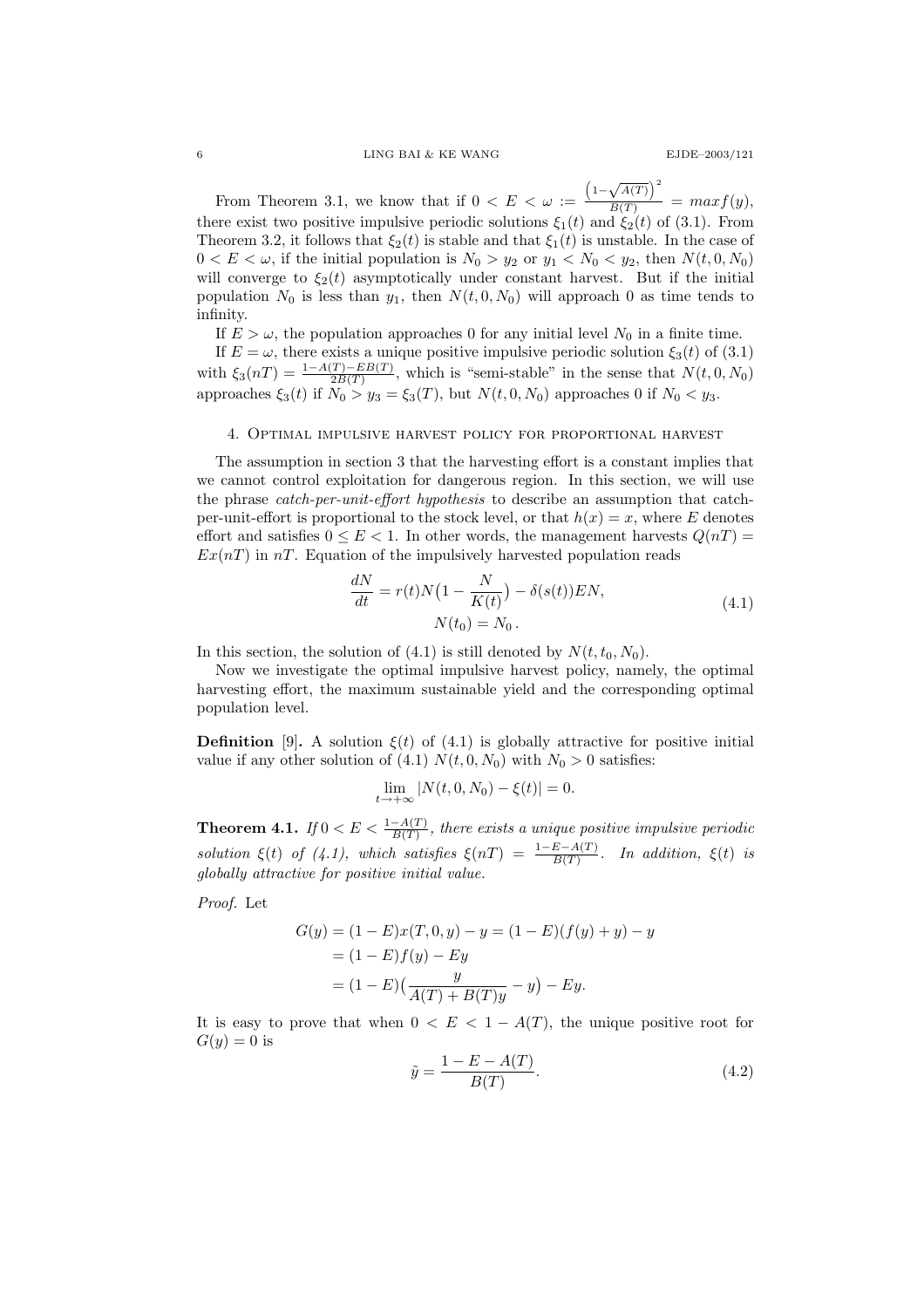From Theorem 3.1, we know that if $0 < E < \omega := \frac{\left(1-\sqrt{A(T)}\right)^2}{B(T)} = max f(y)$, there exist two positive impulsive periodic solutions $\xi_1(t)$ and $\xi_2(t)$ of (3.1). From Theorem 3.2, it follows that $\xi_2(t)$ is stable and that $\xi_1(t)$ is unstable. In the case of $0 < E < \omega$, if the initial population is $N_0 > y_2$ or $y_1 < N_0 < y_2$, then $N(t, 0, N_0)$ will converge to $\xi_2(t)$ asymptotically under constant harvest. But if the initial population $N_0$ is less than $y_1$, then $N(t, 0, N_0)$ will approach 0 as time tends to infinity.

If $E > \omega$, the population approaches 0 for any initial level $N_0$ in a finite time.

If $E = \omega$, there exists a unique positive impulsive periodic solution $\xi_3(t)$ of (3.1) with $\xi_3(nT) = \frac{1-A(T)-EB(T)}{2B(T)}$, which is "semi-stable" in the sense that $N(t, 0, N_0)$ approaches $\xi_3(t)$ if $N_0 > y_3 = \xi_3(T)$, but $N(t, 0, N_0)$ approaches 0 if $N_0 < y_3$.

## 4. Optimal impulsive harvest policy for proportional harvest

The assumption in section 3 that the harvesting effort is a constant implies that we cannot control exploitation for dangerous region. In this section, we will use the phrase *catch-per-unit-effort hypothesis* to describe an assumption that catch-per-unit-effort is proportional to the stock level, or that $h(x) = x$, where $E$ denotes effort and satisfies $0 \le E < 1$. In other words, the management harvests $Q(nT) = Ex(nT)$ in $nT$. Equation of the impulsively harvested population reads

$$
\begin{gathered}
\frac{dN}{dt} = r(t)N\big(1 - \frac{N}{K(t)}\big) - \delta(s(t))EN, \\
N(t_0) = N_0 \,.
\end{gathered}
\tag{4.1}
$$

In this section, the solution of (4.1) is still denoted by $N(t, t_0, N_0)$.

Now we investigate the optimal impulsive harvest policy, namely, the optimal harvesting effort, the maximum sustainable yield and the corresponding optimal population level.

**Definition** [9]**.** A solution $\xi(t)$ of (4.1) is globally attractive for positive initial value if any other solution of (4.1) $N(t, 0, N_0)$ with $N_0 > 0$ satisfies:

$$
\lim_{t\to+\infty} |N(t, 0, N_0) - \xi(t)| = 0.
$$

**Theorem 4.1.** *If $0 < E < \frac{1-A(T)}{B(T)}$, there exists a unique positive impulsive periodic solution $\xi(t)$ of (4.1), which satisfies $\xi(nT) = \frac{1-E-A(T)}{B(T)}$. In addition, $\xi(t)$ is globally attractive for positive initial value.*

*Proof.* Let

$$
\begin{aligned}
G(y) &= (1-E)x(T, 0, y) - y = (1-E)(f(y) + y) - y \\
&= (1-E)f(y) - Ey \\
&= (1-E)\big(\frac{y}{A(T) + B(T)y} - y\big) - Ey.
\end{aligned}
$$

It is easy to prove that when $0 < E < 1 - A(T)$, the unique positive root for $G(y) = 0$ is

$$
\tilde{y} = \frac{1-E-A(T)}{B(T)}.
\tag{4.2}
$$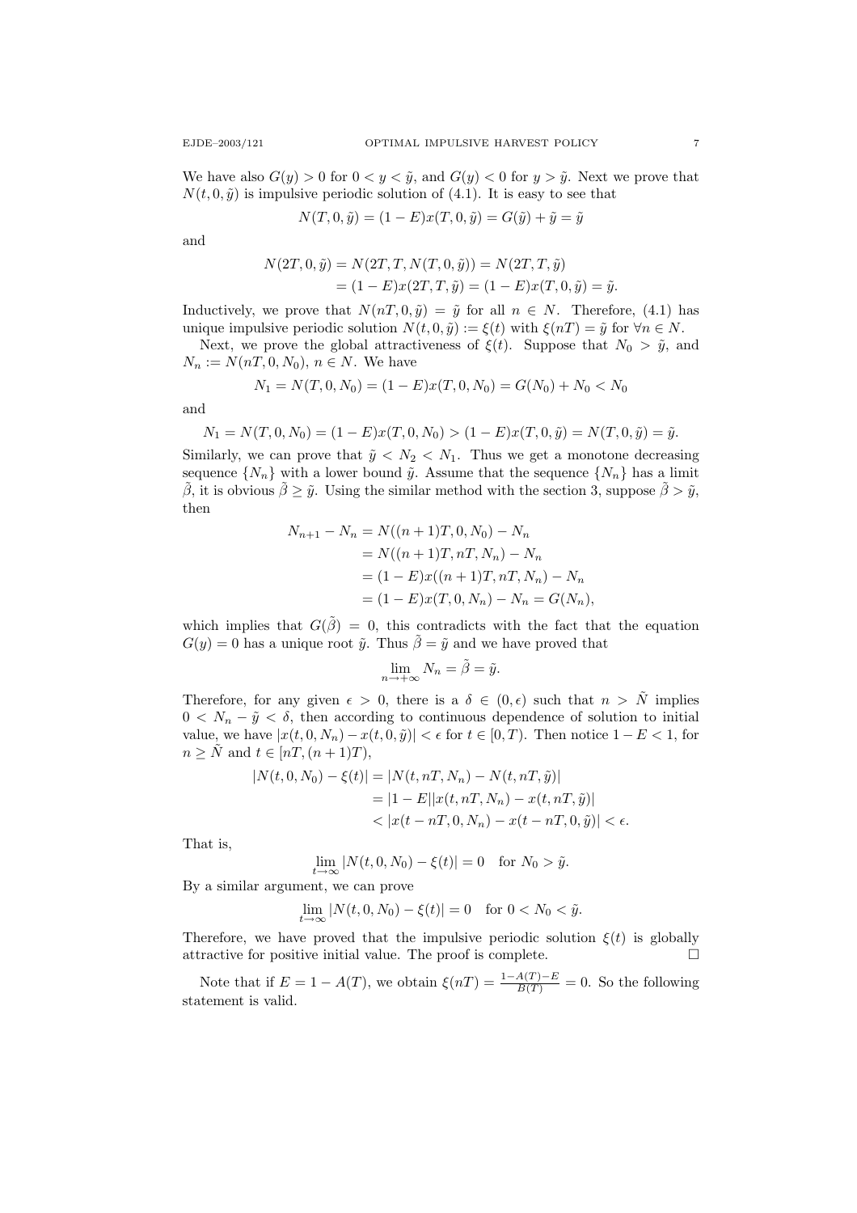We have also $G(y) > 0$ for $0 < y < \tilde{y}$, and $G(y) < 0$ for $y > \tilde{y}$. Next we prove that $N(t, 0, \tilde{y})$ is impulsive periodic solution of (4.1). It is easy to see that

$$N(T, 0, \tilde{y}) = (1 - E)x(T, 0, \tilde{y}) = G(\tilde{y}) + \tilde{y} = \tilde{y}$$

and

$$\begin{aligned} N(2T, 0, \tilde{y}) &= N(2T, T, N(T, 0, \tilde{y})) = N(2T, T, \tilde{y}) \\ &= (1 - E)x(2T, T, \tilde{y}) = (1 - E)x(T, 0, \tilde{y}) = \tilde{y}. \end{aligned}$$

Inductively, we prove that $N(nT, 0, \tilde{y}) = \tilde{y}$ for all $n \in N$. Therefore, (4.1) has unique impulsive periodic solution $N(t, 0, \tilde{y}) := \xi(t)$ with $\xi(nT) = \tilde{y}$ for $\forall n \in N$.

Next, we prove the global attractiveness of $\xi(t)$. Suppose that $N_0 > \tilde{y}$, and $N_n := N(nT, 0, N_0)$, $n \in N$. We have

$$N_1 = N(T, 0, N_0) = (1 - E)x(T, 0, N_0) = G(N_0) + N_0 < N_0$$

and

$$N_1 = N(T, 0, N_0) = (1 - E)x(T, 0, N_0) > (1 - E)x(T, 0, \tilde{y}) = N(T, 0, \tilde{y}) = \tilde{y}.$$

Similarly, we can prove that $\tilde{y} < N_2 < N_1$. Thus we get a monotone decreasing sequence $\{N_n\}$ with a lower bound $\tilde{y}$. Assume that the sequence $\{N_n\}$ has a limit $\tilde{\beta}$, it is obvious $\tilde{\beta} \geq \tilde{y}$. Using the similar method with the section 3, suppose $\tilde{\beta} > \tilde{y}$, then

$$\begin{aligned} N_{n+1} - N_n &= N((n+1)T, 0, N_0) - N_n \\ &= N((n+1)T, nT, N_n) - N_n \\ &= (1 - E)x((n+1)T, nT, N_n) - N_n \\ &= (1 - E)x(T, 0, N_n) - N_n = G(N_n), \end{aligned}$$

which implies that $G(\tilde{\beta}) = 0$, this contradicts with the fact that the equation $G(y) = 0$ has a unique root $\tilde{y}$. Thus $\tilde{\beta} = \tilde{y}$ and we have proved that

$$\lim_{n \to +\infty} N_n = \tilde{\beta} = \tilde{y}.$$

Therefore, for any given $\epsilon > 0$, there is a $\delta \in (0, \epsilon)$ such that $n > \tilde{N}$ implies $0 < N_n - \tilde{y} < \delta$, then according to continuous dependence of solution to initial value, we have $|x(t, 0, N_n) - x(t, 0, \tilde{y})| < \epsilon$ for $t \in [0, T)$. Then notice $1 - E < 1$, for $n \geq \tilde{N}$ and $t \in [nT, (n+1)T)$,

$$\begin{aligned} |N(t, 0, N_0) - \xi(t)| &= |N(t, nT, N_n) - N(t, nT, \tilde{y})| \\ &= |1 - E||x(t, nT, N_n) - x(t, nT, \tilde{y})| \\ &< |x(t - nT, 0, N_n) - x(t - nT, 0, \tilde{y})| < \epsilon. \end{aligned}$$

That is,

$$\lim_{t \to \infty} |N(t, 0, N_0) - \xi(t)| = 0 \quad \text{for } N_0 > \tilde{y}.$$

By a similar argument, we can prove

$$\lim_{t \to \infty} |N(t, 0, N_0) - \xi(t)| = 0 \quad \text{for } 0 < N_0 < \tilde{y}.$$

Therefore, we have proved that the impulsive periodic solution $\xi(t)$ is globally attractive for positive initial value. The proof is complete. $\square$

Note that if $E = 1 - A(T)$, we obtain $\xi(nT) = \frac{1 - A(T) - E}{B(T)} = 0$. So the following statement is valid.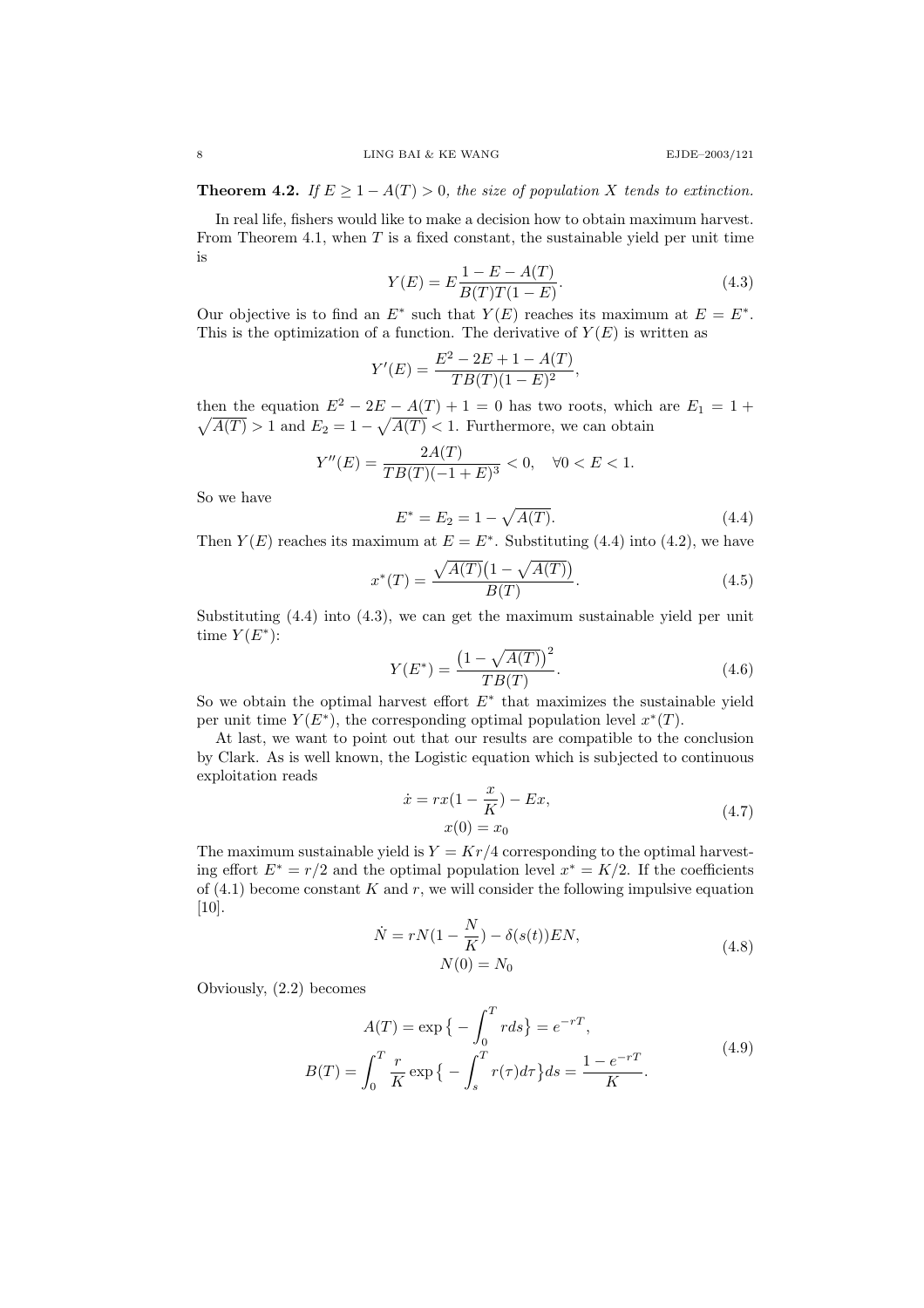**Theorem 4.2.** *If $E \geq 1 - A(T) > 0$, the size of population $X$ tends to extinction.*

In real life, fishers would like to make a decision how to obtain maximum harvest. From Theorem 4.1, when $T$ is a fixed constant, the sustainable yield per unit time is

$$Y(E) = E\frac{1 - E - A(T)}{B(T)T(1 - E)}. \tag{4.3}$$

Our objective is to find an $E^*$ such that $Y(E)$ reaches its maximum at $E = E^*$. This is the optimization of a function. The derivative of $Y(E)$ is written as

$$Y'(E) = \frac{E^2 - 2E + 1 - A(T)}{TB(T)(1 - E)^2},$$

then the equation $E^2 - 2E - A(T) + 1 = 0$ has two roots, which are $E_1 = 1 + \sqrt{A(T)} > 1$ and $E_2 = 1 - \sqrt{A(T)} < 1$. Furthermore, we can obtain

$$Y''(E) = \frac{2A(T)}{TB(T)(-1 + E)^3} < 0, \quad \forall 0 < E < 1.$$

So we have

$$E^* = E_2 = 1 - \sqrt{A(T)}. \tag{4.4}$$

Then $Y(E)$ reaches its maximum at $E = E^*$. Substituting (4.4) into (4.2), we have

$$x^*(T) = \frac{\sqrt{A(T)}\big(1 - \sqrt{A(T)}\big)}{B(T)}. \tag{4.5}$$

Substituting (4.4) into (4.3), we can get the maximum sustainable yield per unit time $Y(E^*)$:

$$Y(E^*) = \frac{\big(1 - \sqrt{A(T)}\big)^2}{TB(T)}. \tag{4.6}$$

So we obtain the optimal harvest effort $E^*$ that maximizes the sustainable yield per unit time $Y(E^*)$, the corresponding optimal population level $x^*(T)$.

At last, we want to point out that our results are compatible to the conclusion by Clark. As is well known, the Logistic equation which is subjected to continuous exploitation reads

$$\begin{gathered} \dot{x} = rx(1 - \frac{x}{K}) - Ex, \\ x(0) = x_0 \end{gathered} \tag{4.7}$$

The maximum sustainable yield is $Y = Kr/4$ corresponding to the optimal harvesting effort $E^* = r/2$ and the optimal population level $x^* = K/2$. If the coefficients of (4.1) become constant $K$ and $r$, we will consider the following impulsive equation [10].

$$\begin{gathered} \dot{N} = rN(1 - \frac{N}{K}) - \delta(s(t))EN, \\ N(0) = N_0 \end{gathered} \tag{4.8}$$

Obviously, (2.2) becomes

$$\begin{gathered} A(T) = \exp\big\{ -\int_0^T r ds\big\} = e^{-rT}, \\ B(T) = \int_0^T \frac{r}{K} \exp\big\{ -\int_s^T r(\tau)d\tau\big\} ds = \frac{1 - e^{-rT}}{K}. \end{gathered} \tag{4.9}$$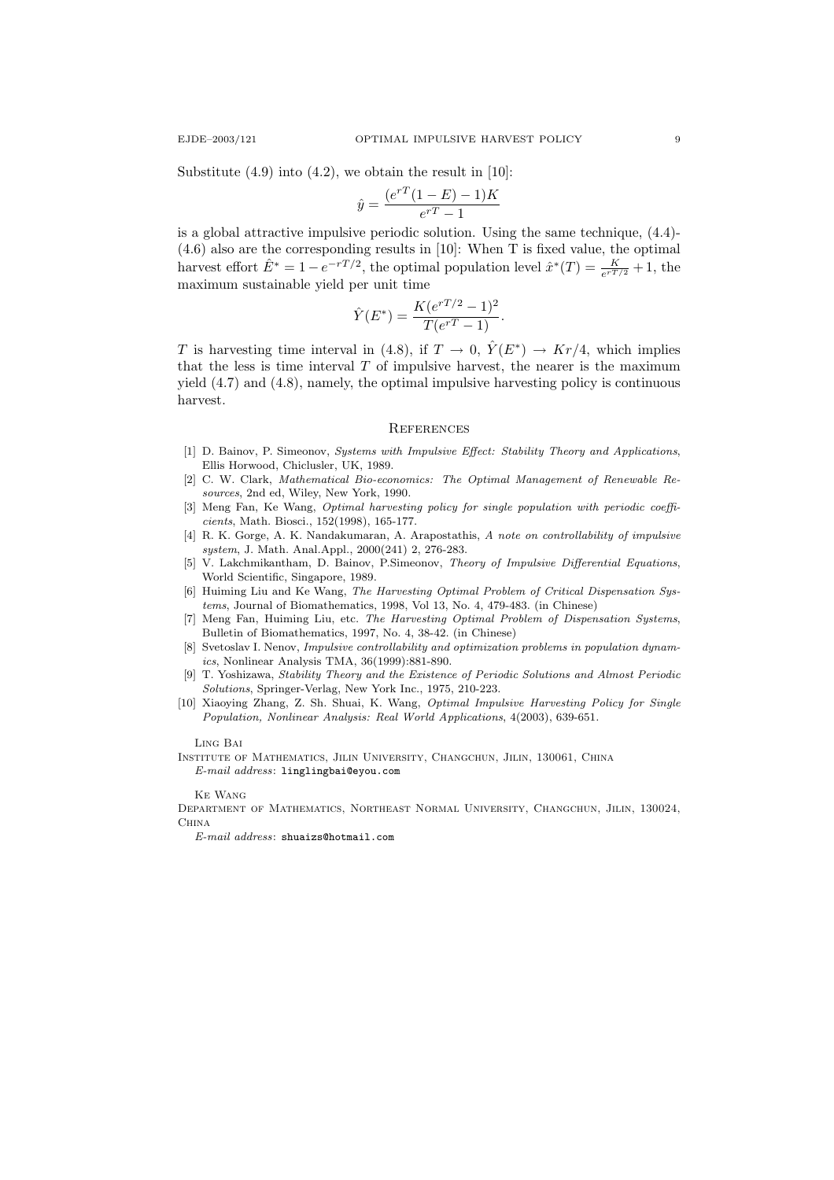Substitute (4.9) into (4.2), we obtain the result in [10]:

$$\hat{y} = \frac{(e^{rT}(1-E)-1)K}{e^{rT}-1}$$

is a global attractive impulsive periodic solution. Using the same technique, (4.4)-(4.6) also are the corresponding results in [10]: When T is fixed value, the optimal harvest effort $\hat{E}^* = 1 - e^{-rT/2}$, the optimal population level $\hat{x}^*(T) = \frac{K}{e^{rT/2}} + 1$, the maximum sustainable yield per unit time

$$\hat{Y}(E^*) = \frac{K(e^{rT/2}-1)^2}{T(e^{rT}-1)}.$$

$T$ is harvesting time interval in (4.8), if $T \to 0$, $\hat{Y}(E^*) \to Kr/4$, which implies that the less is time interval $T$ of impulsive harvest, the nearer is the maximum yield (4.7) and (4.8), namely, the optimal impulsive harvesting policy is continuous harvest.

## References

[1] D. Bainov, P. Simeonov, *Systems with Impulsive Effect: Stability Theory and Applications*, Ellis Horwood, Chiclusler, UK, 1989.

[2] C. W. Clark, *Mathematical Bio-economics: The Optimal Management of Renewable Resources*, 2nd ed, Wiley, New York, 1990.

[3] Meng Fan, Ke Wang, *Optimal harvesting policy for single population with periodic coefficients*, Math. Biosci., 152(1998), 165-177.

[4] R. K. Gorge, A. K. Nandakumaran, A. Arapostathis, *A note on controllability of impulsive system*, J. Math. Anal.Appl., 2000(241) 2, 276-283.

[5] V. Lakchmikantham, D. Bainov, P.Simeonov, *Theory of Impulsive Differential Equations*, World Scientific, Singapore, 1989.

[6] Huiming Liu and Ke Wang, *The Harvesting Optimal Problem of Critical Dispensation Systems*, Journal of Biomathematics, 1998, Vol 13, No. 4, 479-483. (in Chinese)

[7] Meng Fan, Huiming Liu, etc. *The Harvesting Optimal Problem of Dispensation Systems*, Bulletin of Biomathematics, 1997, No. 4, 38-42. (in Chinese)

[8] Svetoslav I. Nenov, *Impulsive controllability and optimization problems in population dynamics*, Nonlinear Analysis TMA, 36(1999):881-890.

[9] T. Yoshizawa, *Stability Theory and the Existence of Periodic Solutions and Almost Periodic Solutions*, Springer-Verlag, New York Inc., 1975, 210-223.

[10] Xiaoying Zhang, Z. Sh. Shuai, K. Wang, *Optimal Impulsive Harvesting Policy for Single Population, Nonlinear Analysis: Real World Applications*, 4(2003), 639-651.

Ling Bai

Institute of Mathematics, Jilin University, Changchun, Jilin, 130061, China

*E-mail address*: linglingbai@eyou.com

Ke Wang

Department of Mathematics, Northeast Normal University, Changchun, Jilin, 130024, China

*E-mail address*: shuaizs@hotmail.com